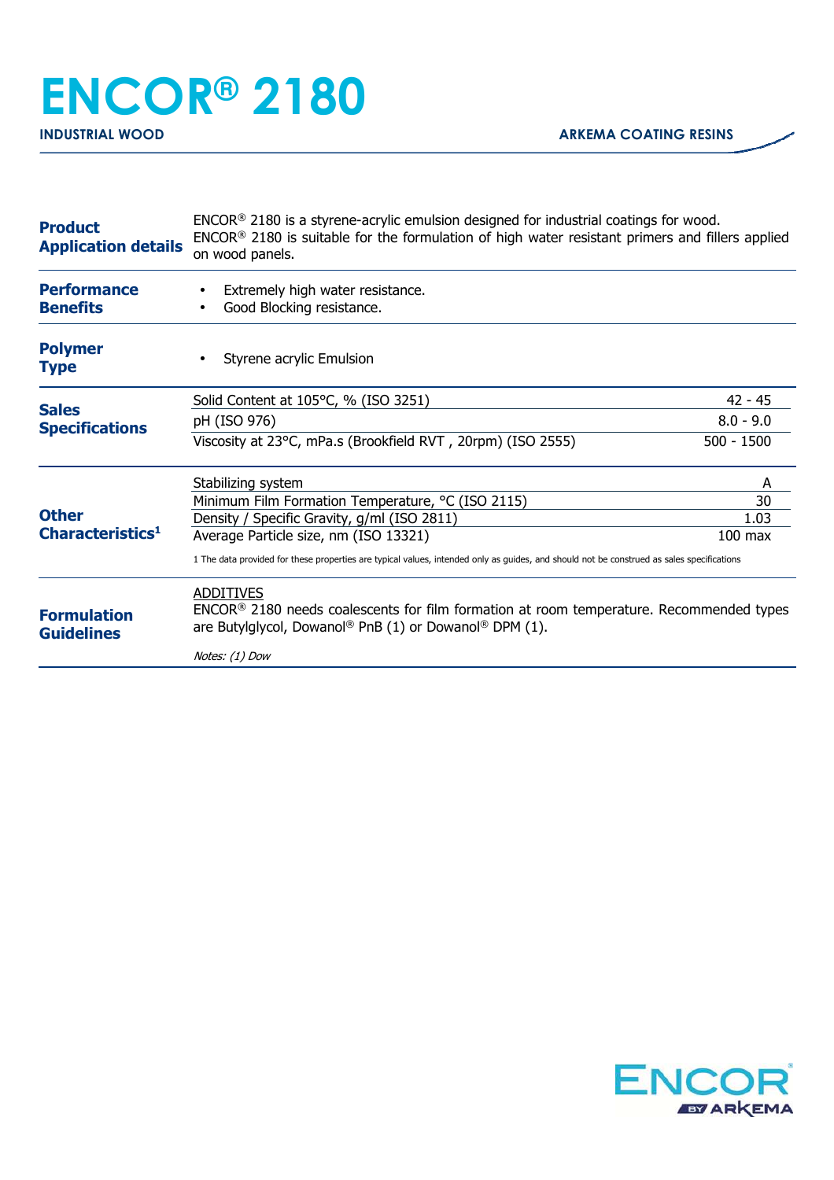# ENCOR® 2180

**INDUSTRIAL WOOD** | **ARKEMA COATING RESINS**

## Product Application details

ENCOR® 2180 is a styrene-acrylic emulsion designed for industrial coatings for wood.
ENCOR® 2180 is suitable for the formulation of high water resistant primers and fillers applied on wood panels.

## Performance Benefits

- Extremely high water resistance.
- Good Blocking resistance.

## Polymer Type

- Styrene acrylic Emulsion

## Sales Specifications

| Property | Value |
|---|---|
| Solid Content at 105°C, % (ISO 3251) | 42 - 45 |
| pH (ISO 976) | 8.0 - 9.0 |
| Viscosity at 23°C, mPa.s (Brookfield RVT , 20rpm) (ISO 2555) | 500 - 1500 |

## Other Characteristics[1]

| Property | Value |
|---|---|
| Stabilizing system | A |
| Minimum Film Formation Temperature, °C (ISO 2115) | 30 |
| Density / Specific Gravity, g/ml (ISO 2811) | 1.03 |
| Average Particle size, nm (ISO 13321) | 100 max |

1 The data provided for these properties are typical values, intended only as guides, and should not be construed as sales specifications

## Formulation Guidelines

ADDITIVES
ENCOR® 2180 needs coalescents for film formation at room temperature. Recommended types are Butylglycol, Dowanol® PnB (1) or Dowanol® DPM (1).

*Notes: (1) Dow*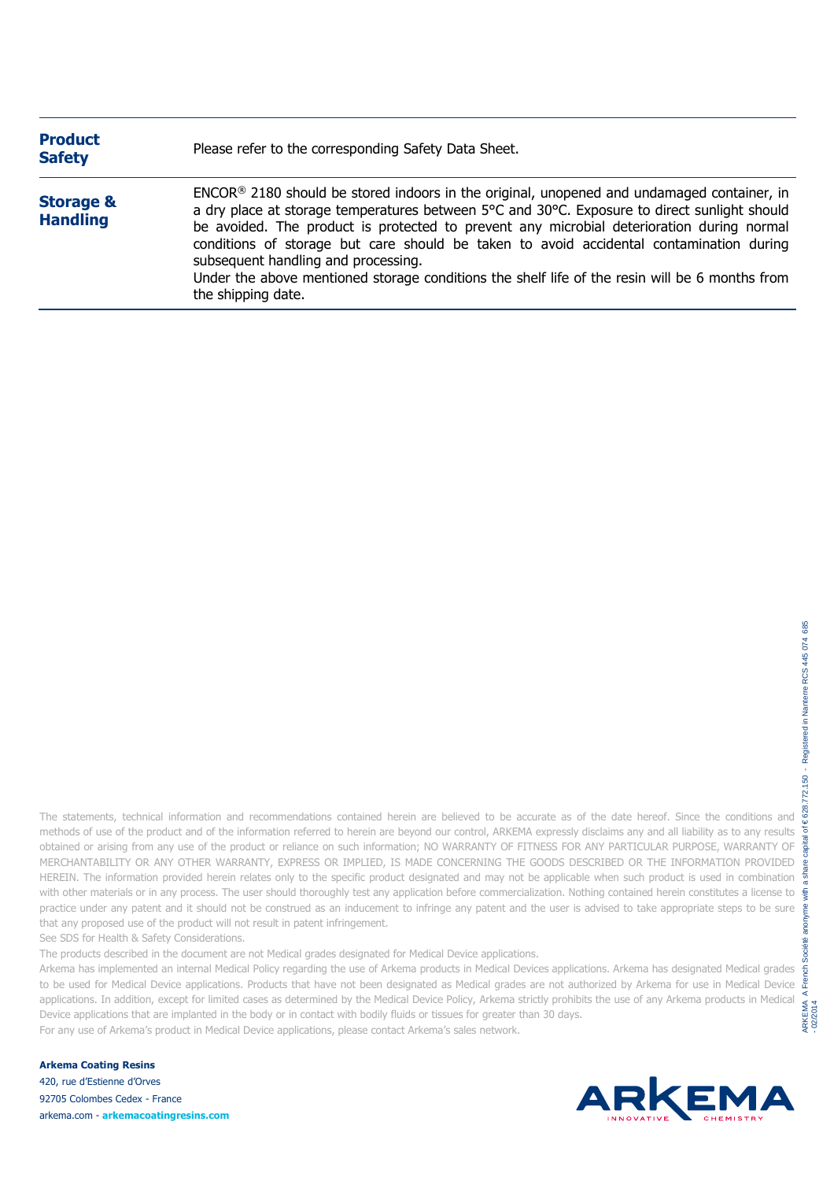| | |
|---|---|
| **Product Safety** | Please refer to the corresponding Safety Data Sheet. |
| **Storage & Handling** | ENCOR® 2180 should be stored indoors in the original, unopened and undamaged container, in a dry place at storage temperatures between 5°C and 30°C. Exposure to direct sunlight should be avoided. The product is protected to prevent any microbial deterioration during normal conditions of storage but care should be taken to avoid accidental contamination during subsequent handling and processing.<br>Under the above mentioned storage conditions the shelf life of the resin will be 6 months from the shipping date. |

The statements, technical information and recommendations contained herein are believed to be accurate as of the date hereof. Since the conditions and methods of use of the product and of the information referred to herein are beyond our control, ARKEMA expressly disclaims any and all liability as to any results obtained or arising from any use of the product or reliance on such information; NO WARRANTY OF FITNESS FOR ANY PARTICULAR PURPOSE, WARRANTY OF MERCHANTABILITY OR ANY OTHER WARRANTY, EXPRESS OR IMPLIED, IS MADE CONCERNING THE GOODS DESCRIBED OR THE INFORMATION PROVIDED HEREIN. The information provided herein relates only to the specific product designated and may not be applicable when such product is used in combination with other materials or in any process. The user should thoroughly test any application before commercialization. Nothing contained herein constitutes a license to practice under any patent and it should not be construed as an inducement to infringe any patent and the user is advised to take appropriate steps to be sure that any proposed use of the product will not result in patent infringement.
See SDS for Health & Safety Considerations.

The products described in the document are not Medical grades designated for Medical Device applications.

Arkema has implemented an internal Medical Policy regarding the use of Arkema products in Medical Devices applications. Arkema has designated Medical grades to be used for Medical Device applications. Products that have not been designated as Medical grades are not authorized by Arkema for use in Medical Device applications. In addition, except for limited cases as determined by the Medical Device Policy, Arkema strictly prohibits the use of any Arkema products in Medical Device applications that are implanted in the body or in contact with bodily fluids or tissues for greater than 30 days.

For any use of Arkema's product in Medical Device applications, please contact Arkema's sales network.

ARKEMA A French Société anonyme with a share capital of € 628.772.150 - Registered in Nanterre RCS 445 074 685 - 02/2014

**Arkema Coating Resins**
420, rue d'Estienne d'Orves
92705 Colombes Cedex - France
arkema.com - **arkemacoatingresins.com**

ARKEMA INNOVATIVE CHEMISTRY